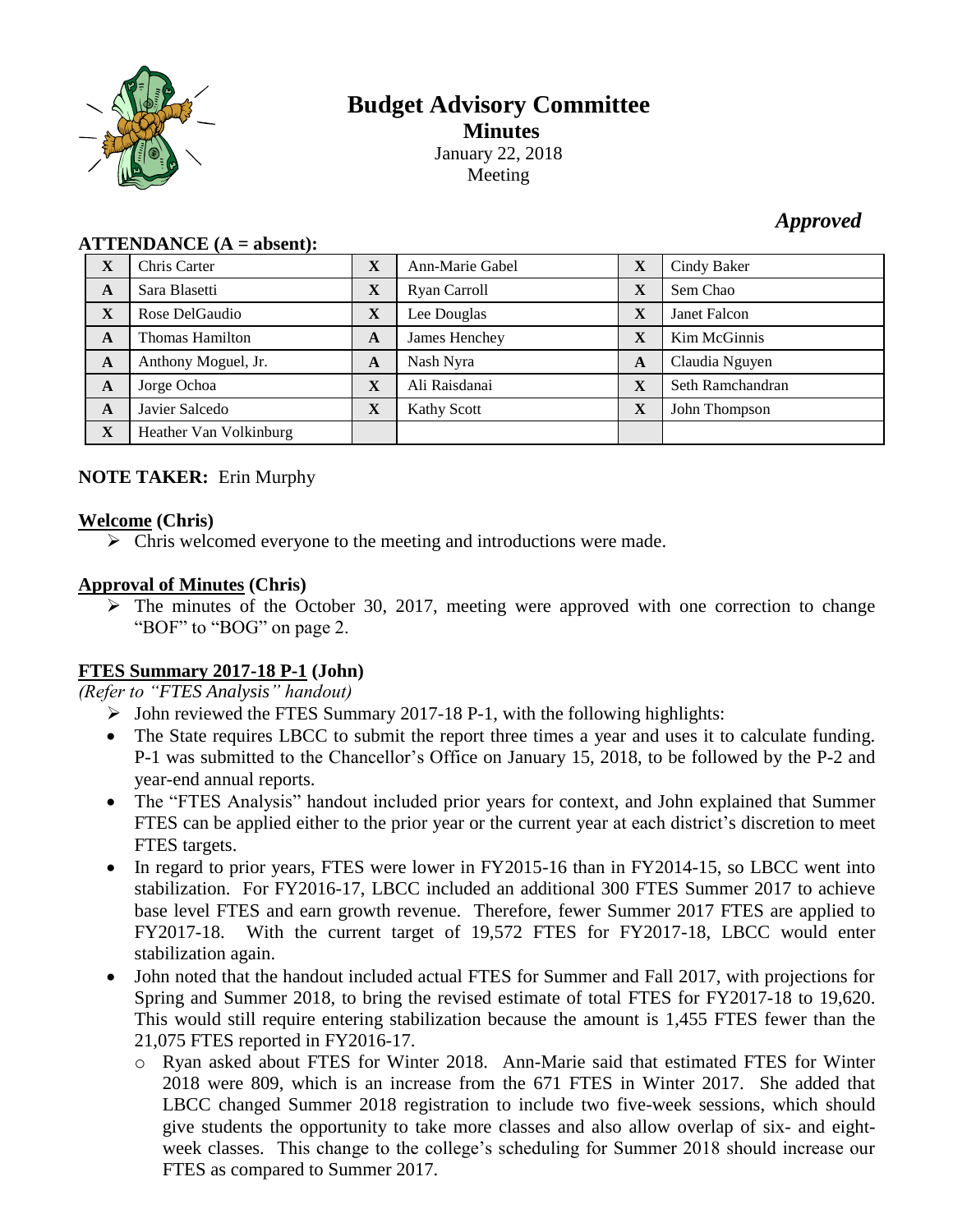# Budget Advisory Committee

## Minutes

January 22, 2018
Meeting

*Approved*

**ATTENDANCE (A = absent):**

| | | | | | |
|---|---|---|---|---|---|
| X | Chris Carter | X | Ann-Marie Gabel | X | Cindy Baker |
| A | Sara Blasetti | X | Ryan Carroll | X | Sem Chao |
| X | Rose DelGaudio | X | Lee Douglas | X | Janet Falcon |
| A | Thomas Hamilton | A | James Henchey | X | Kim McGinnis |
| A | Anthony Moguel, Jr. | A | Nash Nyra | A | Claudia Nguyen |
| A | Jorge Ochoa | X | Ali Raisdanai | X | Seth Ramchandran |
| A | Javier Salcedo | X | Kathy Scott | X | John Thompson |
| X | Heather Van Volkinburg | | | | |

**NOTE TAKER:** Erin Murphy

**Welcome (Chris)**

- Chris welcomed everyone to the meeting and introductions were made.

**Approval of Minutes (Chris)**

- The minutes of the October 30, 2017, meeting were approved with one correction to change "BOF" to "BOG" on page 2.

**FTES Summary 2017-18 P-1 (John)**

*(Refer to "FTES Analysis" handout)*

- John reviewed the FTES Summary 2017-18 P-1, with the following highlights:
- The State requires LBCC to submit the report three times a year and uses it to calculate funding. P-1 was submitted to the Chancellor's Office on January 15, 2018, to be followed by the P-2 and year-end annual reports.
- The "FTES Analysis" handout included prior years for context, and John explained that Summer FTES can be applied either to the prior year or the current year at each district's discretion to meet FTES targets.
- In regard to prior years, FTES were lower in FY2015-16 than in FY2014-15, so LBCC went into stabilization. For FY2016-17, LBCC included an additional 300 FTES Summer 2017 to achieve base level FTES and earn growth revenue. Therefore, fewer Summer 2017 FTES are applied to FY2017-18. With the current target of 19,572 FTES for FY2017-18, LBCC would enter stabilization again.
- John noted that the handout included actual FTES for Summer and Fall 2017, with projections for Spring and Summer 2018, to bring the revised estimate of total FTES for FY2017-18 to 19,620. This would still require entering stabilization because the amount is 1,455 FTES fewer than the 21,075 FTES reported in FY2016-17.
  - Ryan asked about FTES for Winter 2018. Ann-Marie said that estimated FTES for Winter 2018 were 809, which is an increase from the 671 FTES in Winter 2017. She added that LBCC changed Summer 2018 registration to include two five-week sessions, which should give students the opportunity to take more classes and also allow overlap of six- and eight-week classes. This change to the college's scheduling for Summer 2018 should increase our FTES as compared to Summer 2017.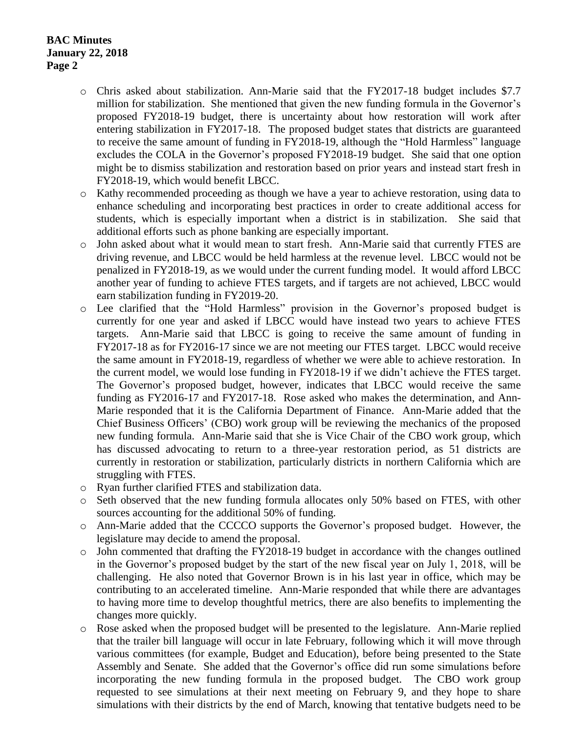- Chris asked about stabilization. Ann-Marie said that the FY2017-18 budget includes $7.7 million for stabilization. She mentioned that given the new funding formula in the Governor's proposed FY2018-19 budget, there is uncertainty about how restoration will work after entering stabilization in FY2017-18. The proposed budget states that districts are guaranteed to receive the same amount of funding in FY2018-19, although the "Hold Harmless" language excludes the COLA in the Governor's proposed FY2018-19 budget. She said that one option might be to dismiss stabilization and restoration based on prior years and instead start fresh in FY2018-19, which would benefit LBCC.
- Kathy recommended proceeding as though we have a year to achieve restoration, using data to enhance scheduling and incorporating best practices in order to create additional access for students, which is especially important when a district is in stabilization. She said that additional efforts such as phone banking are especially important.
- John asked about what it would mean to start fresh. Ann-Marie said that currently FTES are driving revenue, and LBCC would be held harmless at the revenue level. LBCC would not be penalized in FY2018-19, as we would under the current funding model. It would afford LBCC another year of funding to achieve FTES targets, and if targets are not achieved, LBCC would earn stabilization funding in FY2019-20.
- Lee clarified that the "Hold Harmless" provision in the Governor's proposed budget is currently for one year and asked if LBCC would have instead two years to achieve FTES targets. Ann-Marie said that LBCC is going to receive the same amount of funding in FY2017-18 as for FY2016-17 since we are not meeting our FTES target. LBCC would receive the same amount in FY2018-19, regardless of whether we were able to achieve restoration. In the current model, we would lose funding in FY2018-19 if we didn't achieve the FTES target. The Governor's proposed budget, however, indicates that LBCC would receive the same funding as FY2016-17 and FY2017-18. Rose asked who makes the determination, and Ann-Marie responded that it is the California Department of Finance. Ann-Marie added that the Chief Business Officers' (CBO) work group will be reviewing the mechanics of the proposed new funding formula. Ann-Marie said that she is Vice Chair of the CBO work group, which has discussed advocating to return to a three-year restoration period, as 51 districts are currently in restoration or stabilization, particularly districts in northern California which are struggling with FTES.
- Ryan further clarified FTES and stabilization data.
- Seth observed that the new funding formula allocates only 50% based on FTES, with other sources accounting for the additional 50% of funding.
- Ann-Marie added that the CCCCO supports the Governor's proposed budget. However, the legislature may decide to amend the proposal.
- John commented that drafting the FY2018-19 budget in accordance with the changes outlined in the Governor's proposed budget by the start of the new fiscal year on July 1, 2018, will be challenging. He also noted that Governor Brown is in his last year in office, which may be contributing to an accelerated timeline. Ann-Marie responded that while there are advantages to having more time to develop thoughtful metrics, there are also benefits to implementing the changes more quickly.
- Rose asked when the proposed budget will be presented to the legislature. Ann-Marie replied that the trailer bill language will occur in late February, following which it will move through various committees (for example, Budget and Education), before being presented to the State Assembly and Senate. She added that the Governor's office did run some simulations before incorporating the new funding formula in the proposed budget. The CBO work group requested to see simulations at their next meeting on February 9, and they hope to share simulations with their districts by the end of March, knowing that tentative budgets need to be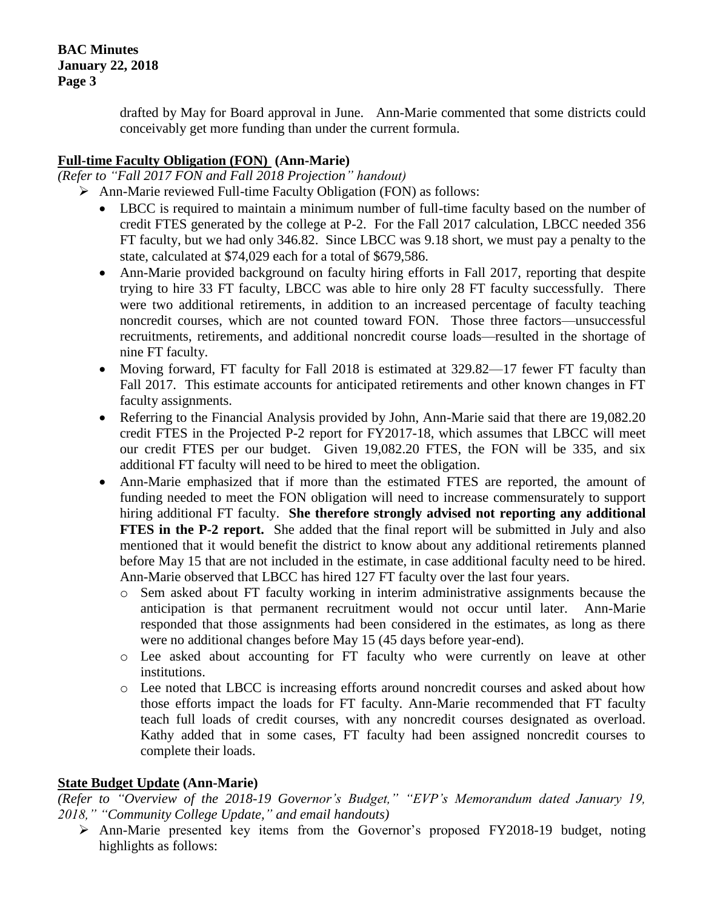drafted by May for Board approval in June. Ann-Marie commented that some districts could conceivably get more funding than under the current formula.

## Full-time Faculty Obligation (FON) (Ann-Marie)

*(Refer to "Fall 2017 FON and Fall 2018 Projection" handout)*

- Ann-Marie reviewed Full-time Faculty Obligation (FON) as follows:
  - LBCC is required to maintain a minimum number of full-time faculty based on the number of credit FTES generated by the college at P-2. For the Fall 2017 calculation, LBCC needed 356 FT faculty, but we had only 346.82. Since LBCC was 9.18 short, we must pay a penalty to the state, calculated at $74,029 each for a total of $679,586.
  - Ann-Marie provided background on faculty hiring efforts in Fall 2017, reporting that despite trying to hire 33 FT faculty, LBCC was able to hire only 28 FT faculty successfully. There were two additional retirements, in addition to an increased percentage of faculty teaching noncredit courses, which are not counted toward FON. Those three factors—unsuccessful recruitments, retirements, and additional noncredit course loads—resulted in the shortage of nine FT faculty.
  - Moving forward, FT faculty for Fall 2018 is estimated at 329.82—17 fewer FT faculty than Fall 2017. This estimate accounts for anticipated retirements and other known changes in FT faculty assignments.
  - Referring to the Financial Analysis provided by John, Ann-Marie said that there are 19,082.20 credit FTES in the Projected P-2 report for FY2017-18, which assumes that LBCC will meet our credit FTES per our budget. Given 19,082.20 FTES, the FON will be 335, and six additional FT faculty will need to be hired to meet the obligation.
  - Ann-Marie emphasized that if more than the estimated FTES are reported, the amount of funding needed to meet the FON obligation will need to increase commensurately to support hiring additional FT faculty. **She therefore strongly advised not reporting any additional FTES in the P-2 report.** She added that the final report will be submitted in July and also mentioned that it would benefit the district to know about any additional retirements planned before May 15 that are not included in the estimate, in case additional faculty need to be hired. Ann-Marie observed that LBCC has hired 127 FT faculty over the last four years.
    - Sem asked about FT faculty working in interim administrative assignments because the anticipation is that permanent recruitment would not occur until later. Ann-Marie responded that those assignments had been considered in the estimates, as long as there were no additional changes before May 15 (45 days before year-end).
    - Lee asked about accounting for FT faculty who were currently on leave at other institutions.
    - Lee noted that LBCC is increasing efforts around noncredit courses and asked about how those efforts impact the loads for FT faculty. Ann-Marie recommended that FT faculty teach full loads of credit courses, with any noncredit courses designated as overload. Kathy added that in some cases, FT faculty had been assigned noncredit courses to complete their loads.

## State Budget Update (Ann-Marie)

*(Refer to "Overview of the 2018-19 Governor's Budget," "EVP's Memorandum dated January 19, 2018," "Community College Update," and email handouts)*

- Ann-Marie presented key items from the Governor's proposed FY2018-19 budget, noting highlights as follows: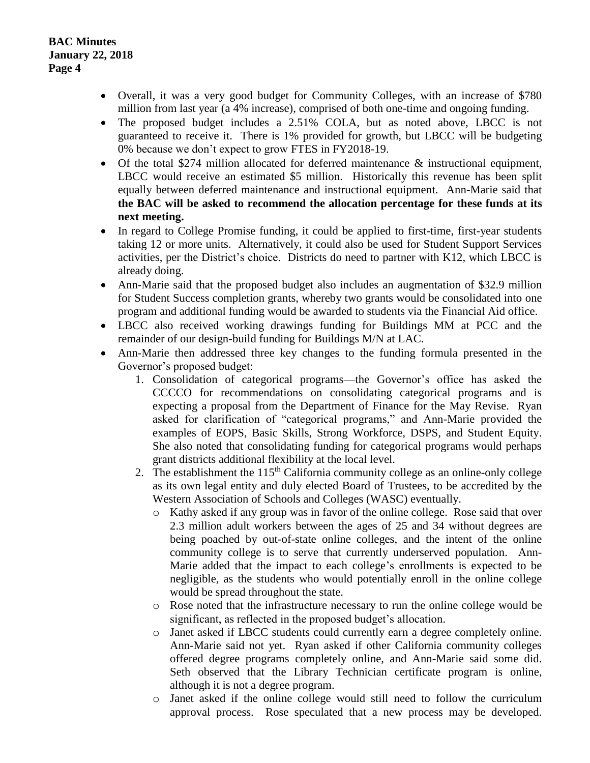- Overall, it was a very good budget for Community Colleges, with an increase of \$780 million from last year (a 4% increase), comprised of both one-time and ongoing funding.
- The proposed budget includes a 2.51% COLA, but as noted above, LBCC is not guaranteed to receive it. There is 1% provided for growth, but LBCC will be budgeting 0% because we don't expect to grow FTES in FY2018-19.
- Of the total \$274 million allocated for deferred maintenance & instructional equipment, LBCC would receive an estimated \$5 million. Historically this revenue has been split equally between deferred maintenance and instructional equipment. Ann-Marie said that **the BAC will be asked to recommend the allocation percentage for these funds at its next meeting.**
- In regard to College Promise funding, it could be applied to first-time, first-year students taking 12 or more units. Alternatively, it could also be used for Student Support Services activities, per the District's choice. Districts do need to partner with K12, which LBCC is already doing.
- Ann-Marie said that the proposed budget also includes an augmentation of \$32.9 million for Student Success completion grants, whereby two grants would be consolidated into one program and additional funding would be awarded to students via the Financial Aid office.
- LBCC also received working drawings funding for Buildings MM at PCC and the remainder of our design-build funding for Buildings M/N at LAC.
- Ann-Marie then addressed three key changes to the funding formula presented in the Governor's proposed budget:
    1. Consolidation of categorical programs—the Governor's office has asked the CCCCO for recommendations on consolidating categorical programs and is expecting a proposal from the Department of Finance for the May Revise. Ryan asked for clarification of "categorical programs," and Ann-Marie provided the examples of EOPS, Basic Skills, Strong Workforce, DSPS, and Student Equity. She also noted that consolidating funding for categorical programs would perhaps grant districts additional flexibility at the local level.
    2. The establishment the 115th California community college as an online-only college as its own legal entity and duly elected Board of Trustees, to be accredited by the Western Association of Schools and Colleges (WASC) eventually.
        - Kathy asked if any group was in favor of the online college. Rose said that over 2.3 million adult workers between the ages of 25 and 34 without degrees are being poached by out-of-state online colleges, and the intent of the online community college is to serve that currently underserved population. Ann-Marie added that the impact to each college's enrollments is expected to be negligible, as the students who would potentially enroll in the online college would be spread throughout the state.
        - Rose noted that the infrastructure necessary to run the online college would be significant, as reflected in the proposed budget's allocation.
        - Janet asked if LBCC students could currently earn a degree completely online. Ann-Marie said not yet. Ryan asked if other California community colleges offered degree programs completely online, and Ann-Marie said some did. Seth observed that the Library Technician certificate program is online, although it is not a degree program.
        - Janet asked if the online college would still need to follow the curriculum approval process. Rose speculated that a new process may be developed.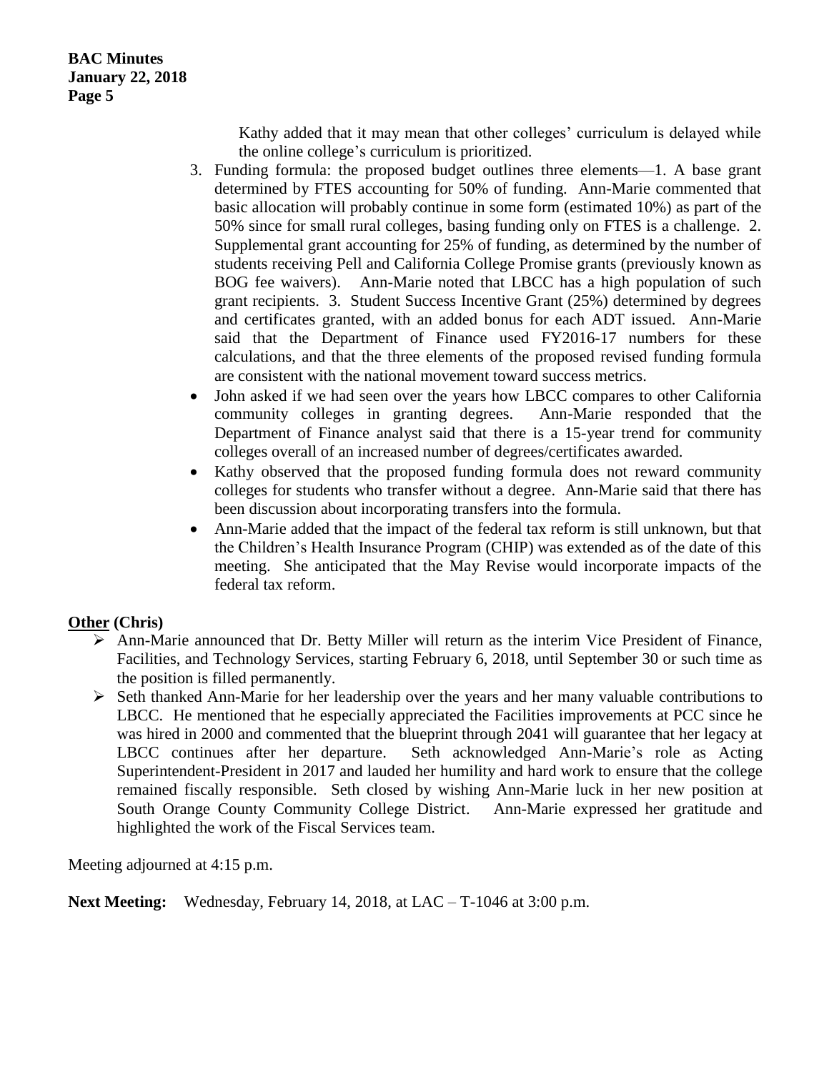Kathy added that it may mean that other colleges' curriculum is delayed while the online college's curriculum is prioritized.

3. Funding formula: the proposed budget outlines three elements—1. A base grant determined by FTES accounting for 50% of funding. Ann-Marie commented that basic allocation will probably continue in some form (estimated 10%) as part of the 50% since for small rural colleges, basing funding only on FTES is a challenge. 2. Supplemental grant accounting for 25% of funding, as determined by the number of students receiving Pell and California College Promise grants (previously known as BOG fee waivers). Ann-Marie noted that LBCC has a high population of such grant recipients. 3. Student Success Incentive Grant (25%) determined by degrees and certificates granted, with an added bonus for each ADT issued. Ann-Marie said that the Department of Finance used FY2016-17 numbers for these calculations, and that the three elements of the proposed revised funding formula are consistent with the national movement toward success metrics.

- John asked if we had seen over the years how LBCC compares to other California community colleges in granting degrees. Ann-Marie responded that the Department of Finance analyst said that there is a 15-year trend for community colleges overall of an increased number of degrees/certificates awarded.
- Kathy observed that the proposed funding formula does not reward community colleges for students who transfer without a degree. Ann-Marie said that there has been discussion about incorporating transfers into the formula.
- Ann-Marie added that the impact of the federal tax reform is still unknown, but that the Children's Health Insurance Program (CHIP) was extended as of the date of this meeting. She anticipated that the May Revise would incorporate impacts of the federal tax reform.

**Other (Chris)**

- Ann-Marie announced that Dr. Betty Miller will return as the interim Vice President of Finance, Facilities, and Technology Services, starting February 6, 2018, until September 30 or such time as the position is filled permanently.
- Seth thanked Ann-Marie for her leadership over the years and her many valuable contributions to LBCC. He mentioned that he especially appreciated the Facilities improvements at PCC since he was hired in 2000 and commented that the blueprint through 2041 will guarantee that her legacy at LBCC continues after her departure. Seth acknowledged Ann-Marie's role as Acting Superintendent-President in 2017 and lauded her humility and hard work to ensure that the college remained fiscally responsible. Seth closed by wishing Ann-Marie luck in her new position at South Orange County Community College District. Ann-Marie expressed her gratitude and highlighted the work of the Fiscal Services team.

Meeting adjourned at 4:15 p.m.

**Next Meeting:** Wednesday, February 14, 2018, at LAC – T-1046 at 3:00 p.m.